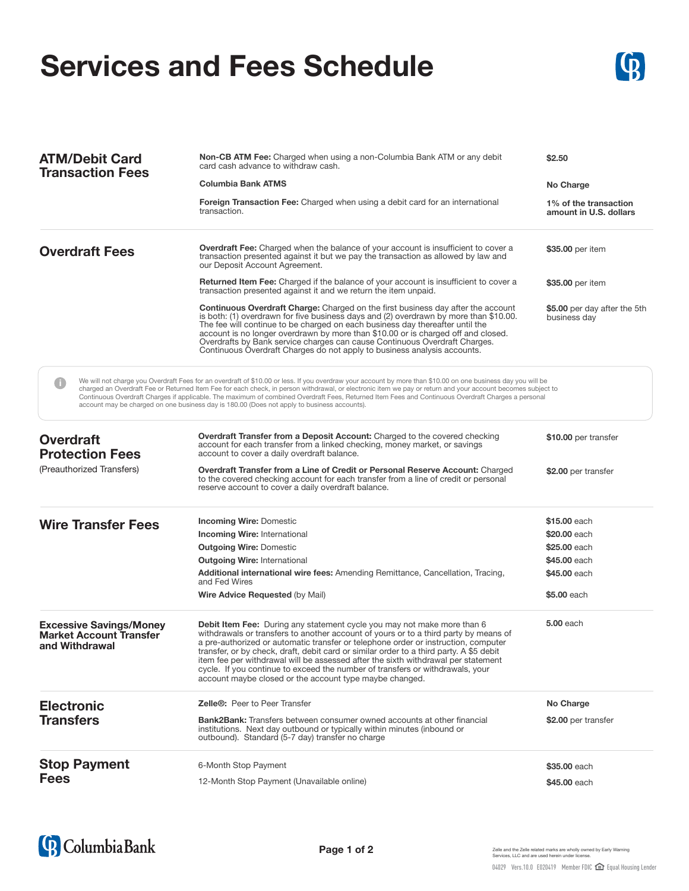# Services and Fees Schedule

## ATM/Debit Card Transaction Fees

| | |
|---|---|
| **Non-CB ATM Fee:** Charged when using a non-Columbia Bank ATM or any debit card cash advance to withdraw cash. | **$2.50** |
| **Columbia Bank ATMS** | **No Charge** |
| **Foreign Transaction Fee:** Charged when using a debit card for an international transaction. | **1% of the transaction amount in U.S. dollars** |

## Overdraft Fees

| | |
|---|---|
| **Overdraft Fee:** Charged when the balance of your account is insufficient to cover a transaction presented against it but we pay the transaction as allowed by law and our Deposit Account Agreement. | **$35.00** per item |
| **Returned Item Fee:** Charged if the balance of your account is insufficient to cover a transaction presented against it and we return the item unpaid. | **$35.00** per item |
| **Continuous Overdraft Charge:** Charged on the first business day after the account is both: (1) overdrawn for five business days and (2) overdrawn by more than $10.00. The fee will continue to be charged on each business day thereafter until the account is no longer overdrawn by more than $10.00 or is charged off and closed. Overdrafts by Bank service charges can cause Continuous Overdraft Charges. Continuous Overdraft Charges do not apply to business analysis accounts. | **$5.00** per day after the 5th business day |

We will not charge you Overdraft Fees for an overdraft of $10.00 or less. If you overdraw your account by more than $10.00 on one business day you will be charged an Overdraft Fee or Returned Item Fee for each check, in person withdrawal, or electronic item we pay or return and your account becomes subject to Continuous Overdraft Charges if applicable. The maximum of combined Overdraft Fees, Returned Item Fees and Continuous Overdraft Charges a personal account may be charged on one business day is 180.00 (Does not apply to business accounts).

## Overdraft Protection Fees

(Preauthorized Transfers)

| | |
|---|---|
| **Overdraft Transfer from a Deposit Account:** Charged to the covered checking account for each transfer from a linked checking, money market, or savings account to cover a daily overdraft balance. | **$10.00** per transfer |
| **Overdraft Transfer from a Line of Credit or Personal Reserve Account:** Charged to the covered checking account for each transfer from a line of credit or personal reserve account to cover a daily overdraft balance. | **$2.00** per transfer |

## Wire Transfer Fees

| | |
|---|---|
| **Incoming Wire:** Domestic | **$15.00** each |
| **Incoming Wire:** International | **$20.00** each |
| **Outgoing Wire:** Domestic | **$25.00** each |
| **Outgoing Wire:** International | **$45.00** each |
| **Additional international wire fees:** Amending Remittance, Cancellation, Tracing, and Fed Wires | **$45.00** each |
| **Wire Advice Requested** (by Mail) | **$5.00** each |

## Excessive Savings/Money Market Account Transfer and Withdrawal

| | |
|---|---|
| **Debit Item Fee:** During any statement cycle you may not make more than 6 withdrawals or transfers to another account of yours or to a third party by means of a pre-authorized or automatic transfer or telephone order or instruction, computer transfer, or by check, draft, debit card or similar order to a third party. A $5 debit item fee per withdrawal will be assessed after the sixth withdrawal per statement cycle. If you continue to exceed the number of transfers or withdrawals, your account maybe closed or the account type maybe changed. | **5.00** each |

## Electronic Transfers

| | |
|---|---|
| **Zelle®:** Peer to Peer Transfer | **No Charge** |
| **Bank2Bank:** Transfers between consumer owned accounts at other financial institutions. Next day outbound or typically within minutes (inbound or outbound). Standard (5-7 day) transfer no charge | **$2.00** per transfer |

## Stop Payment Fees

| | |
|---|---|
| 6-Month Stop Payment | **$35.00** each |
| 12-Month Stop Payment (Unavailable online) | **$45.00** each |

Columbia Bank

Zelle and the Zelle related marks are wholly owned by Early Warning Services, LLC and are used herein under license.

04029 Vers.10.0 E020419 Member FDIC Equal Housing Lender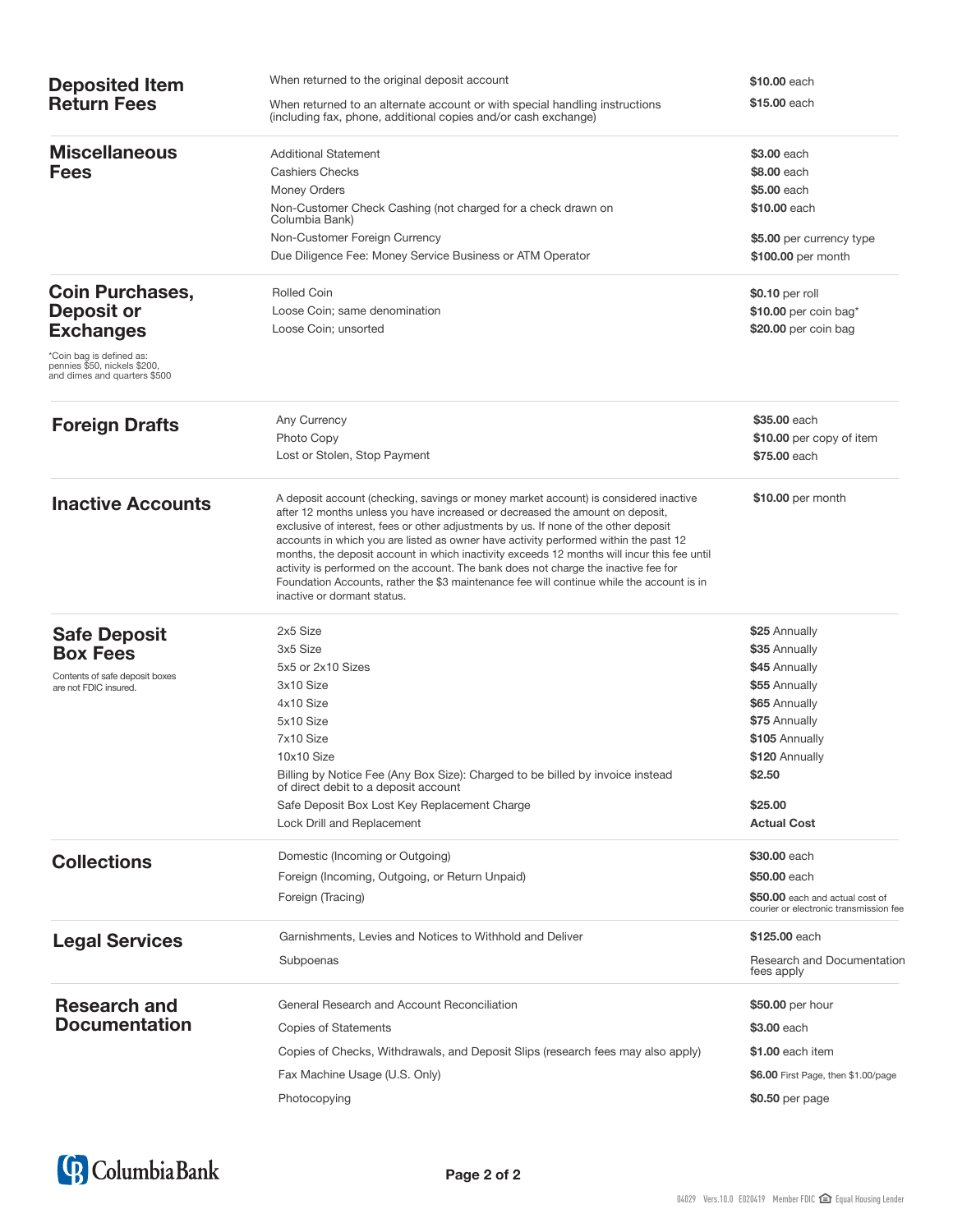## Deposited Item Return Fees

| | |
|---|---|
| When returned to the original deposit account | **$10.00** each |
| When returned to an alternate account or with special handling instructions (including fax, phone, additional copies and/or cash exchange) | **$15.00** each |

## Miscellaneous Fees

| | |
|---|---|
| Additional Statement | **$3.00** each |
| Cashiers Checks | **$8.00** each |
| Money Orders | **$5.00** each |
| Non-Customer Check Cashing (not charged for a check drawn on Columbia Bank) | **$10.00** each |
| Non-Customer Foreign Currency | **$5.00** per currency type |
| Due Diligence Fee: Money Service Business or ATM Operator | **$100.00** per month |

## Coin Purchases, Deposit or Exchanges

*Coin bag is defined as: pennies $50, nickels $200, and dimes and quarters $500

| | |
|---|---|
| Rolled Coin | **$0.10** per roll |
| Loose Coin; same denomination | **$10.00** per coin bag* |
| Loose Coin; unsorted | **$20.00** per coin bag |

## Foreign Drafts

| | |
|---|---|
| Any Currency | **$35.00** each |
| Photo Copy | **$10.00** per copy of item |
| Lost or Stolen, Stop Payment | **$75.00** each |

## Inactive Accounts

| | |
|---|---|
| A deposit account (checking, savings or money market account) is considered inactive after 12 months unless you have increased or decreased the amount on deposit, exclusive of interest, fees or other adjustments by us. If none of the other deposit accounts in which you are listed as owner have activity performed within the past 12 months, the deposit account in which inactivity exceeds 12 months will incur this fee until activity is performed on the account. The bank does not charge the inactive fee for Foundation Accounts, rather the $3 maintenance fee will continue while the account is in inactive or dormant status. | **$10.00** per month |

## Safe Deposit Box Fees

Contents of safe deposit boxes are not FDIC insured.

| | |
|---|---|
| 2x5 Size | **$25** Annually |
| 3x5 Size | **$35** Annually |
| 5x5 or 2x10 Sizes | **$45** Annually |
| 3x10 Size | **$55** Annually |
| 4x10 Size | **$65** Annually |
| 5x10 Size | **$75** Annually |
| 7x10 Size | **$105** Annually |
| 10x10 Size | **$120** Annually |
| Billing by Notice Fee (Any Box Size): Charged to be billed by invoice instead of direct debit to a deposit account | **$2.50** |
| Safe Deposit Box Lost Key Replacement Charge | **$25.00** |
| Lock Drill and Replacement | **Actual Cost** |

## Collections

| | |
|---|---|
| Domestic (Incoming or Outgoing) | **$30.00** each |
| Foreign (Incoming, Outgoing, or Return Unpaid) | **$50.00** each |
| Foreign (Tracing) | **$50.00** each and actual cost of courier or electronic transmission fee |

## Legal Services

| | |
|---|---|
| Garnishments, Levies and Notices to Withhold and Deliver | **$125.00** each |
| Subpoenas | Research and Documentation fees apply |

## Research and Documentation

| | |
|---|---|
| General Research and Account Reconciliation | **$50.00** per hour |
| Copies of Statements | **$3.00** each |
| Copies of Checks, Withdrawals, and Deposit Slips (research fees may also apply) | **$1.00** each item |
| Fax Machine Usage (U.S. Only) | **$6.00** First Page, then $1.00/page |
| Photocopying | **$0.50** per page |

Columbia Bank

04029 Vers.10.0 E020419 Member FDIC Equal Housing Lender